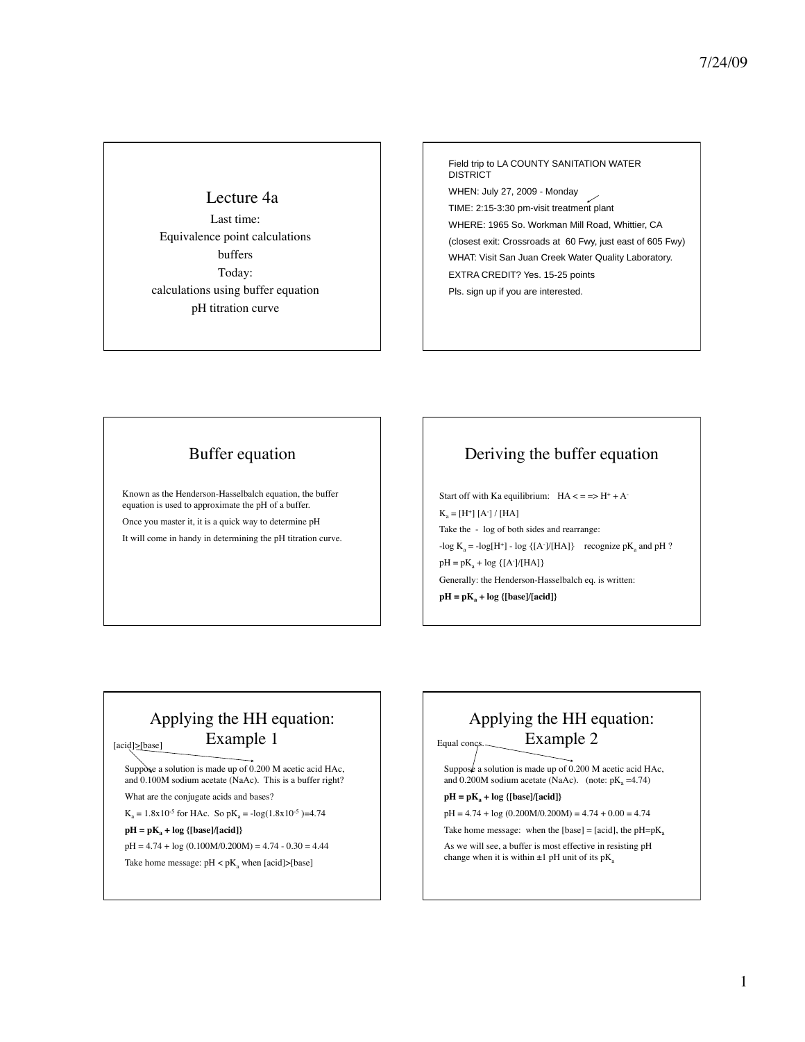# Lecture 4a

Last time:

Equivalence point calculations

buffers

Today:

calculations using buffer equation

pH titration curve

---

Field trip to LA COUNTY SANITATION WATER DISTRICT

WHEN: July 27, 2009 - Monday

TIME: 2:15-3:30 pm-visit treatment plant

WHERE: 1965 So. Workman Mill Road, Whittier, CA

(closest exit: Crossroads at 60 Fwy, just east of 605 Fwy)

WHAT: Visit San Juan Creek Water Quality Laboratory.

EXTRA CREDIT? Yes. 15-25 points

Pls. sign up if you are interested.

---

## Buffer equation

Known as the Henderson-Hasselbalch equation, the buffer equation is used to approximate the pH of a buffer.

Once you master it, it is a quick way to determine pH

It will come in handy in determining the pH titration curve.

---

## Deriving the buffer equation

Start off with Ka equilibrium: $HA <==> H^+ + A^-$

$K_a = [H^+][A^-] / [HA]$

Take the - log of both sides and rearrange:

$-\log K_a = -\log[H^+] - \log \{[A^-]/[HA]\}$ recognize $pK_a$ and pH ?

$pH = pK_a + \log \{[A^-]/[HA]\}$

Generally: the Henderson-Hasselbalch eq. is written:

**$pH = pK_a + \log \{[base]/[acid]\}$**

---

## Applying the HH equation: Example 1

[acid]>[base]

Suppose a solution is made up of 0.200 M acetic acid HAc, and 0.100M sodium acetate (NaAc). This is a buffer right?

What are the conjugate acids and bases?

$K_a = 1.8 \times 10^{-5}$ for HAc. So $pK_a = -\log(1.8 \times 10^{-5}) = 4.74$

**$pH = pK_a + \log \{[base]/[acid]\}$**

$pH = 4.74 + \log (0.100M/0.200M) = 4.74 - 0.30 = 4.44$

Take home message: $pH < pK_a$ when [acid]>[base]

---

## Applying the HH equation: Example 2

Equal concs.

Suppose a solution is made up of 0.200 M acetic acid HAc, and 0.200M sodium acetate (NaAc). (note: $pK_a = 4.74$)

**$pH = pK_a + \log \{[base]/[acid]\}$**

$pH = 4.74 + \log (0.200M/0.200M) = 4.74 + 0.00 = 4.74$

Take home message: when the [base] = [acid], the $pH = pK_a$

As we will see, a buffer is most effective in resisting pH change when it is within ±1 pH unit of its $pK_a$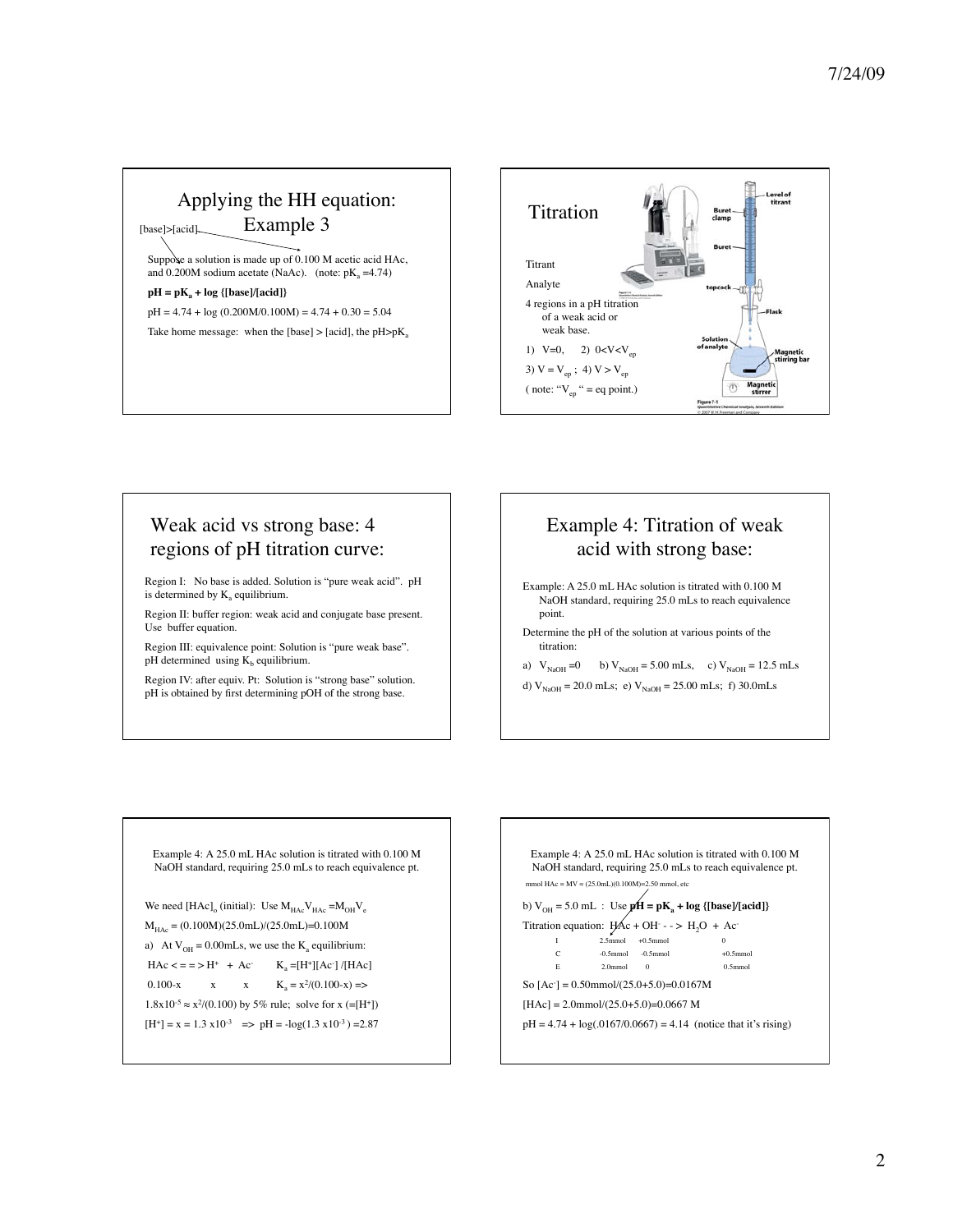## Applying the HH equation: Example 3

[base]>[acid]

Suppose a solution is made up of 0.100 M acetic acid HAc, and 0.200M sodium acetate (NaAc). (note: $pK_a$ =4.74)

**$pH = pK_a + \log \{[base]/[acid]\}$**

$pH = 4.74 + \log (0.200M/0.100M) = 4.74 + 0.30 = 5.04$

Take home message: when the [base] > [acid], the $pH > pK_a$

## Titration

Titrant

Analyte

4 regions in a pH titration of a weak acid or weak base.

1) V=0, 2) $0<V<V_{ep}$

3) $V = V_{ep}$ ; 4) $V > V_{ep}$

( note: "$V_{ep}$ " = eq point.)

Level of titrant

Buret clamp

Buret

topcock

Flask

Solution of analyte

Magnetic stirring bar

Magnetic stirrer

Figure 7-1
Quantitative Chemical Analysis, Seventh Edition
© 2007 W.H. Freeman and Company

## Weak acid vs strong base: 4 regions of pH titration curve:

Region I: No base is added. Solution is "pure weak acid". pH is determined by $K_a$ equilibrium.

Region II: buffer region: weak acid and conjugate base present. Use buffer equation.

Region III: equivalence point: Solution is "pure weak base". pH determined using $K_b$ equilibrium.

Region IV: after equiv. Pt: Solution is "strong base" solution. pH is obtained by first determining pOH of the strong base.

## Example 4: Titration of weak acid with strong base:

Example: A 25.0 mL HAc solution is titrated with 0.100 M NaOH standard, requiring 25.0 mLs to reach equivalence point.

Determine the pH of the solution at various points of the titration:

a) $V_{NaOH}$ =0 b) $V_{NaOH}$ = 5.00 mLs, c) $V_{NaOH}$ = 12.5 mLs

d) $V_{NaOH}$ = 20.0 mLs; e) $V_{NaOH}$ = 25.00 mLs; f) 30.0mLs

---

Example 4: A 25.0 mL HAc solution is titrated with 0.100 M NaOH standard, requiring 25.0 mLs to reach equivalence pt.

We need $[HAc]_o$ (initial): Use $M_{HAc}V_{HAc} = M_{OH}V_e$

$M_{HAc} = (0.100M)(25.0mL)/(25.0mL)=0.100M$

a) At $V_{OH}$ = 0.00mLs, we use the $K_a$ equilibrium:

$HAc <==> H^+ + Ac^-$ $K_a = [H^+][Ac^-]/[HAc]$

$0.100-x$ $x$ $x$ $K_a = x^2/(0.100-x)$ =>

$1.8x10^{-5} \approx x^2/(0.100)$ by 5% rule; solve for x (=[$H^+$])

$[H^+] = x = 1.3 \times 10^{-3}$ => $pH = -\log(1.3 \times 10^{-3}) = 2.87$

---

Example 4: A 25.0 mL HAc solution is titrated with 0.100 M NaOH standard, requiring 25.0 mLs to reach equivalence pt.

mmol HAc = MV = (25.0mL)(0.100M)=2.50 mmol, etc

b) $V_{OH}$ = 5.0 mL : Use **$pH = pK_a + \log \{[base]/[acid]\}$**

Titration equation: $HAc + OH^- \rightarrow H_2O + Ac^-$

| | HAc | $OH^-$ | $Ac^-$ |
|---|---|---|---|
| I | 2.5mmol | +0.5mmol | 0 |
| C | -0.5mmol | -0.5mmol | +0.5mmol |
| E | 2.0mmol | 0 | 0.5mmol |

So $[Ac^-]$ = 0.50mmol/(25.0+5.0)=0.0167M

[HAc] = 2.0mmol/(25.0+5.0)=0.0667 M

$pH = 4.74 + \log(.0167/0.0667) = 4.14$ (notice that it's rising)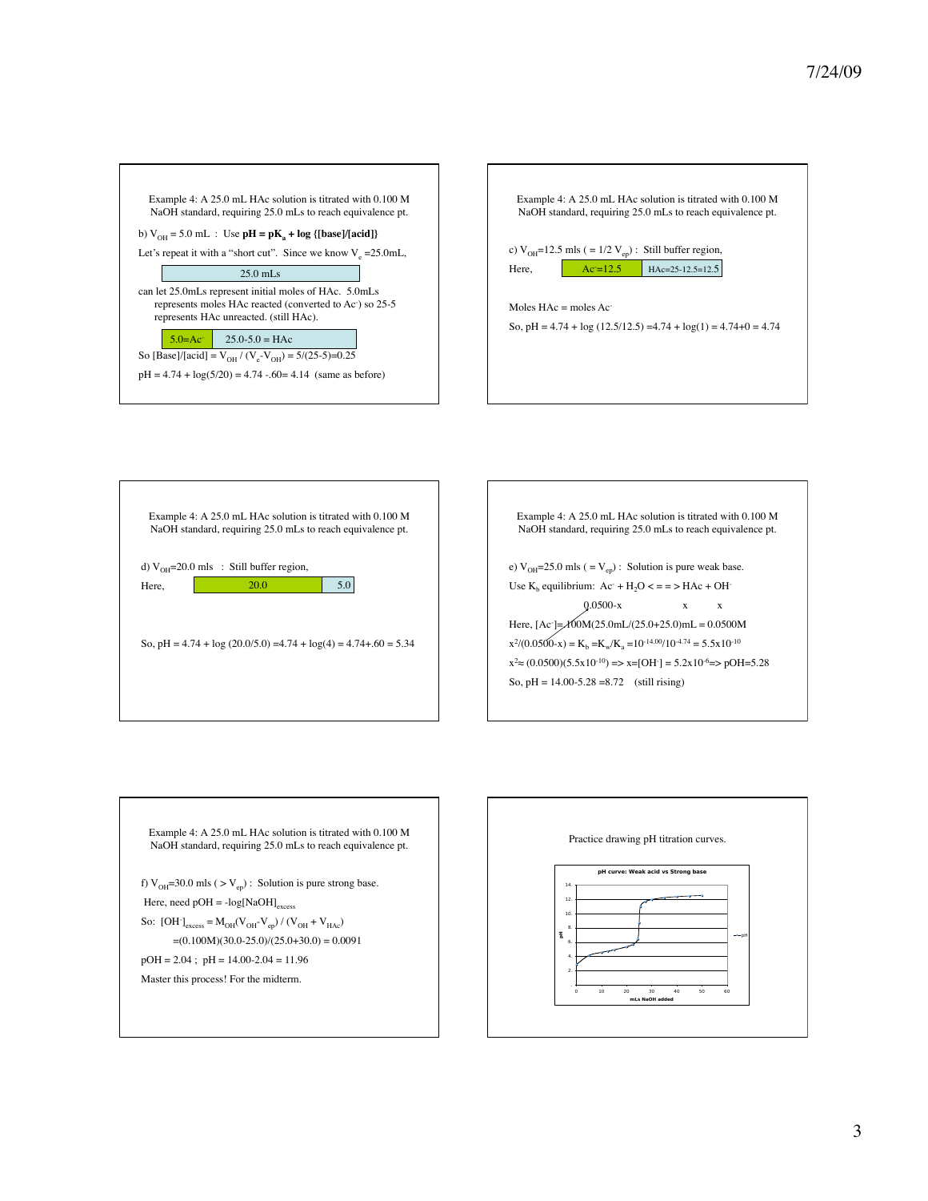Example 4: A 25.0 mL HAc solution is titrated with 0.100 M NaOH standard, requiring 25.0 mLs to reach equivalence pt.

b) $V_{OH}$ = 5.0 mL : Use **pH = p$K_a$ + log {[base]/[acid]}**

Let's repeat it with a "short cut". Since we know $V_e$ =25.0mL,

| 25.0 mLs |
|---|

can let 25.0mLs represent initial moles of HAc. 5.0mLs represents moles HAc reacted (converted to $Ac^-$) so 25-5 represents HAc unreacted. (still HAc).

| 5.0=$Ac^-$ | 25.0-5.0 = HAc |
|---|---|

So [Base]/[acid] = $V_{OH}$ / ($V_e$-$V_{OH}$) = 5/(25-5)=0.25

pH = 4.74 + log(5/20) = 4.74 -.60= 4.14 (same as before)

---

Example 4: A 25.0 mL HAc solution is titrated with 0.100 M NaOH standard, requiring 25.0 mLs to reach equivalence pt.

c) $V_{OH}$=12.5 mls ( = 1/2 $V_{ep}$) : Still buffer region,

Here,

| $Ac^-$=12.5 | HAc=25-12.5=12.5 |
|---|---|

Moles HAc = moles $Ac^-$

So, pH = 4.74 + log (12.5/12.5) =4.74 + log(1) = 4.74+0 = 4.74

---

Example 4: A 25.0 mL HAc solution is titrated with 0.100 M NaOH standard, requiring 25.0 mLs to reach equivalence pt.

d) $V_{OH}$=20.0 mls : Still buffer region,

Here,

| 20.0 | 5.0 |
|---|---|

So, pH = 4.74 + log (20.0/5.0) =4.74 + log(4) = 4.74+.60 = 5.34

---

Example 4: A 25.0 mL HAc solution is titrated with 0.100 M NaOH standard, requiring 25.0 mLs to reach equivalence pt.

e) $V_{OH}$=25.0 mls ( = $V_{ep}$) : Solution is pure weak base.

Use $K_b$ equilibrium: $Ac^-$ + $H_2O$ < = = > HAc + $OH^-$

0.0500-x x x

Here, [$Ac^-$]=.100M(25.0mL/(25.0+25.0)mL = 0.0500M

$x^2$/(0.0500-x) = $K_b$ =$K_w$/$K_a$ =$10^{-14.00}$/$10^{-4.74}$ = 5.5x$10^{-10}$

$x^2$≈ (0.0500)(5.5x$10^{-10}$) => x=[$OH^-$] = 5.2x$10^{-6}$=> pOH=5.28

So, pH = 14.00-5.28 =8.72 (still rising)

---

Example 4: A 25.0 mL HAc solution is titrated with 0.100 M NaOH standard, requiring 25.0 mLs to reach equivalence pt.

f) $V_{OH}$=30.0 mls ( > $V_{ep}$) : Solution is pure strong base.

Here, need pOH = -log[NaOH]$_{excess}$

So: [$OH^-$]$_{excess}$ = $M_{OH}$($V_{OH}$-$V_{ep}$) / ($V_{OH}$ + $V_{HAc}$)

=(0.100M)(30.0-25.0)/(25.0+30.0) = 0.0091

pOH = 2.04 ; pH = 14.00-2.04 = 11.96

Master this process! For the midterm.

---

Practice drawing pH titration curves.

pH curve: Weak acid vs Strong base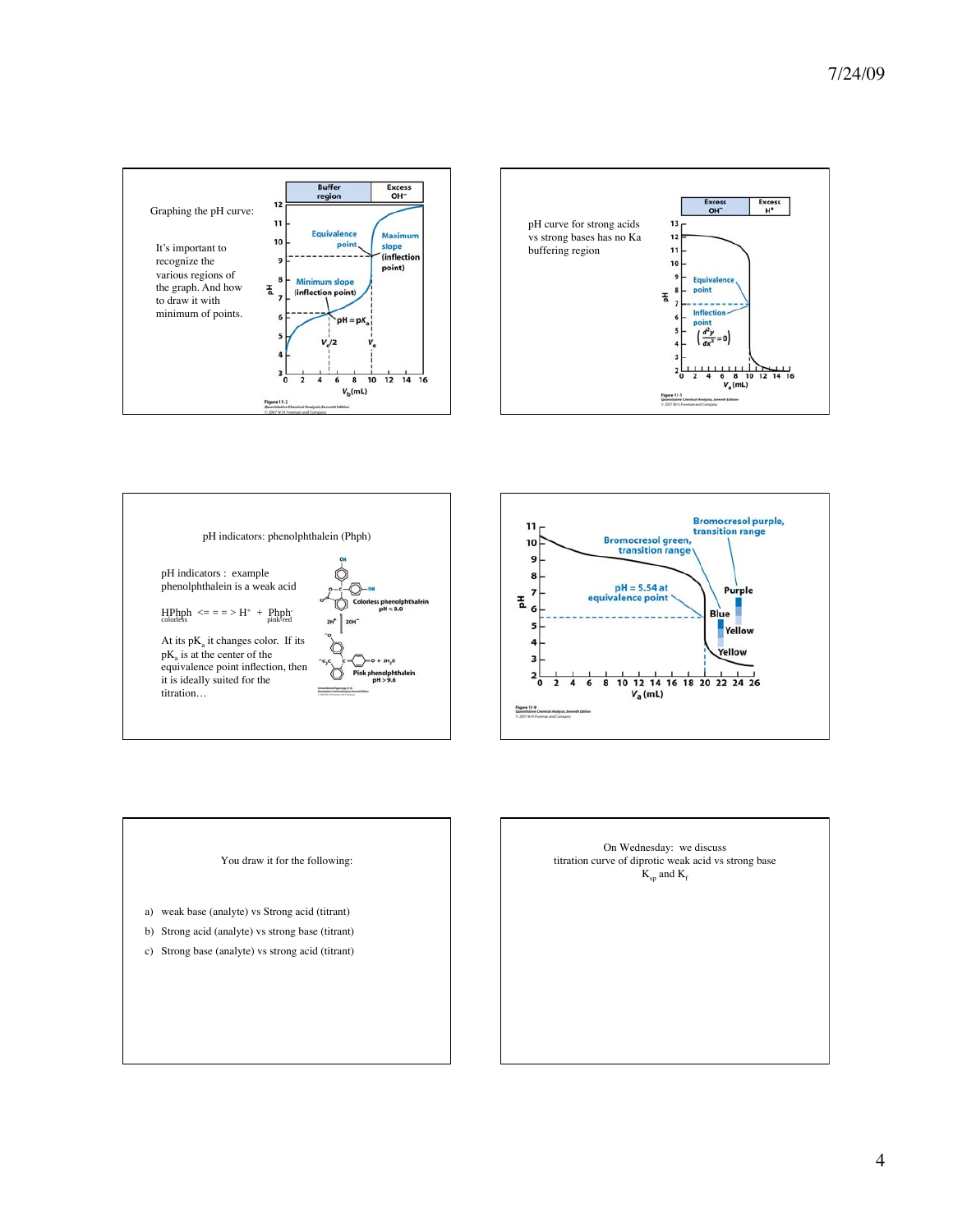Graphing the pH curve:

It's important to recognize the various regions of the graph. And how to draw it with minimum of points.

Buffer region

Excess $OH^-$

12

11

10

9

8

7

6

5

4

3

pH

Equivalence point

Maximum slope (inflection point)

Minimum slope (inflection point)

pH = $pK_a$

$V_e/2$

$V_e$

0 2 4 6 8 10 12 14 16

$V_b$(mL)

Figure 11-2
*Quantitative Chemical Analysis, Seventh Edition*
© 2007 W.H. Freeman and Company

---

pH curve for strong acids vs strong bases has no Ka buffering region

Excess $OH^-$

Excess $H^+$

13

12

11

10

9

8

7

6

5

4

3

2

pH

Equivalence point

Inflection point

$\left(\frac{d^2y}{dx^2}=0\right)$

0 2 4 6 8 10 12 14 16

$V_a$(mL)

Figure 11-1
*Quantitative Chemical Analysis, Seventh Edition*
© 2007 W.H. Freeman and Company

---

pH indicators: phenolphthalein (Phph)

pH indicators : example phenolphthalein is a weak acid

HPhph <= = = > $H^+$ + $Phph^-$
colorless pink-red

At its $pK_a$ it changes color. If its $pK_a$ is at the center of the equivalence point inflection, then it is ideally suited for the titration…

Colorless phenolphthalein
pH < 8.0

$2H^+$ $2OH^-$

+ $2H_2O$

Pink phenolphthalein
pH > 9.6

---

11

10

9

8

7

6

5

4

3

2

pH

Bromocresol green, transition range

Bromocresol purple, transition range

pH = 5.54 at equivalence point

Purple

Blue

Yellow

Yellow

0 2 4 6 8 10 12 14 16 18 20 22 24 26

$V_a$ (mL)

Figure 11-9
*Quantitative Chemical Analysis, Seventh Edition*
© 2007 W.H. Freeman and Company

---

You draw it for the following:

a) weak base (analyte) vs Strong acid (titrant)
b) Strong acid (analyte) vs strong base (titrant)
c) Strong base (analyte) vs strong acid (titrant)

---

On Wednesday: we discuss
titration curve of diprotic weak acid vs strong base
$K_{sp}$ and $K_f$